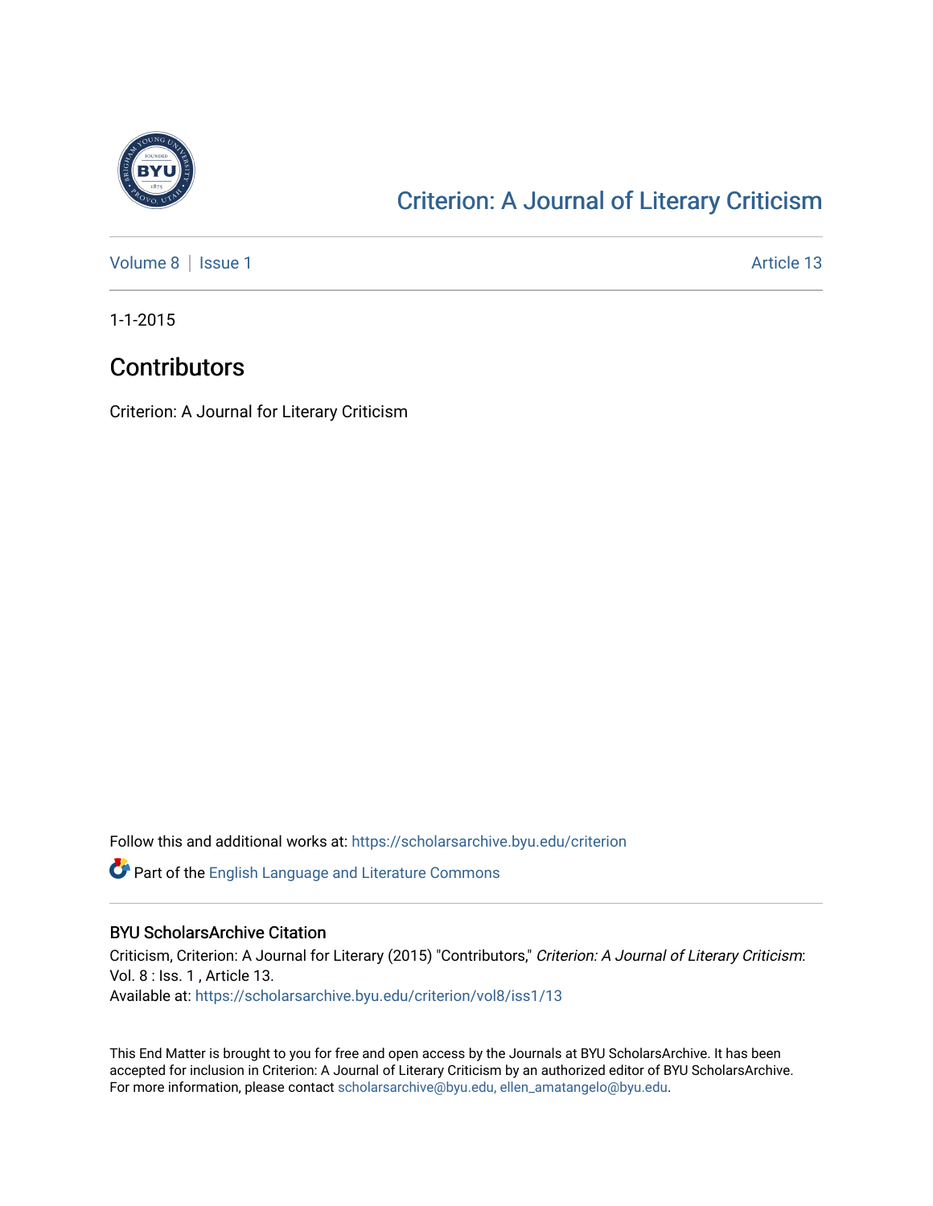# Criterion: A Journal of Literary Criticism

Volume 8 | Issue 1 Article 13

1-1-2015

## Contributors

Criterion: A Journal for Literary Criticism

Follow this and additional works at: https://scholarsarchive.byu.edu/criterion

Part of the English Language and Literature Commons

### BYU ScholarsArchive Citation

Criticism, Criterion: A Journal for Literary (2015) "Contributors," *Criterion: A Journal of Literary Criticism*: Vol. 8 : Iss. 1 , Article 13.
Available at: https://scholarsarchive.byu.edu/criterion/vol8/iss1/13

This End Matter is brought to you for free and open access by the Journals at BYU ScholarsArchive. It has been accepted for inclusion in Criterion: A Journal of Literary Criticism by an authorized editor of BYU ScholarsArchive. For more information, please contact scholarsarchive@byu.edu, ellen_amatangelo@byu.edu.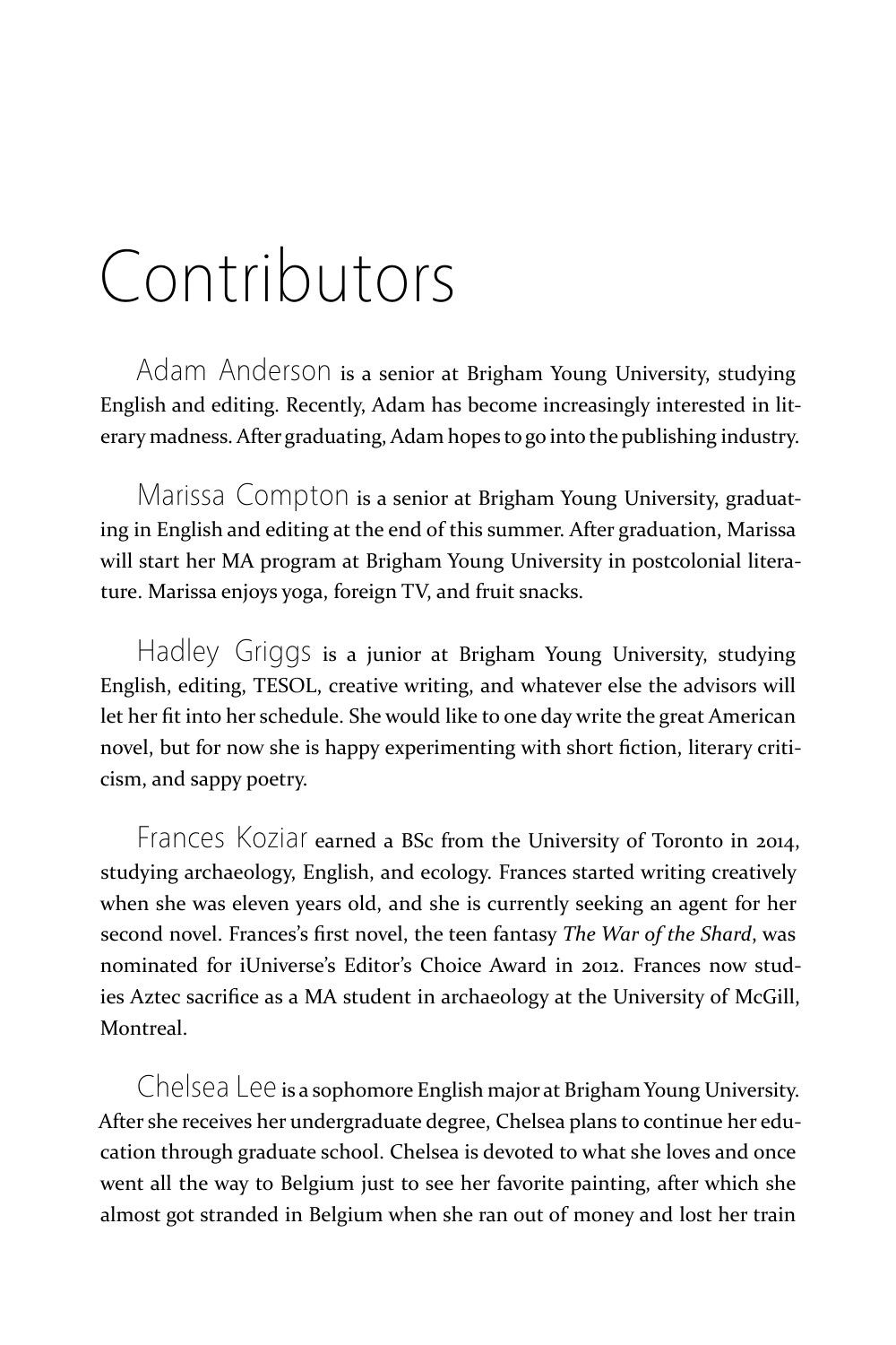# Contributors

Adam Anderson is a senior at Brigham Young University, studying English and editing. Recently, Adam has become increasingly interested in literary madness. After graduating, Adam hopes to go into the publishing industry.

Marissa Compton is a senior at Brigham Young University, graduating in English and editing at the end of this summer. After graduation, Marissa will start her MA program at Brigham Young University in postcolonial literature. Marissa enjoys yoga, foreign TV, and fruit snacks.

Hadley Griggs is a junior at Brigham Young University, studying English, editing, TESOL, creative writing, and whatever else the advisors will let her fit into her schedule. She would like to one day write the great American novel, but for now she is happy experimenting with short fiction, literary criticism, and sappy poetry.

Frances Koziar earned a BSc from the University of Toronto in 2014, studying archaeology, English, and ecology. Frances started writing creatively when she was eleven years old, and she is currently seeking an agent for her second novel. Frances's first novel, the teen fantasy *The War of the Shard*, was nominated for iUniverse's Editor's Choice Award in 2012. Frances now studies Aztec sacrifice as a MA student in archaeology at the University of McGill, Montreal.

Chelsea Lee is a sophomore English major at Brigham Young University. After she receives her undergraduate degree, Chelsea plans to continue her education through graduate school. Chelsea is devoted to what she loves and once went all the way to Belgium just to see her favorite painting, after which she almost got stranded in Belgium when she ran out of money and lost her train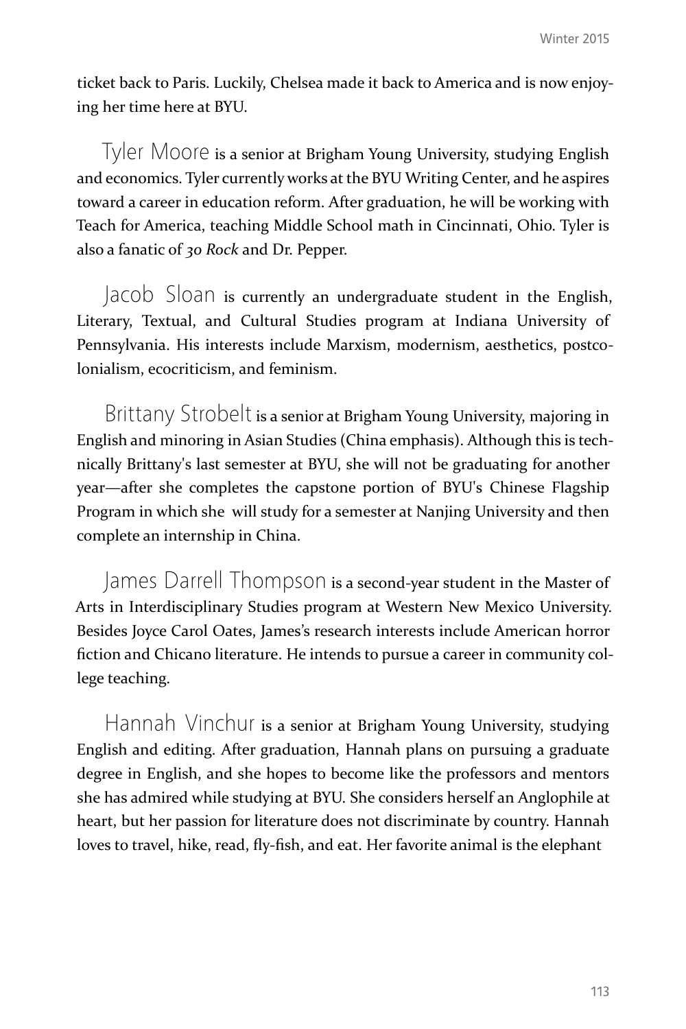ticket back to Paris. Luckily, Chelsea made it back to America and is now enjoying her time here at BYU.

Tyler Moore is a senior at Brigham Young University, studying English and economics. Tyler currently works at the BYU Writing Center, and he aspires toward a career in education reform. After graduation, he will be working with Teach for America, teaching Middle School math in Cincinnati, Ohio. Tyler is also a fanatic of *30 Rock* and Dr. Pepper.

Jacob Sloan is currently an undergraduate student in the English, Literary, Textual, and Cultural Studies program at Indiana University of Pennsylvania. His interests include Marxism, modernism, aesthetics, postcolonialism, ecocriticism, and feminism.

Brittany Strobelt is a senior at Brigham Young University, majoring in English and minoring in Asian Studies (China emphasis). Although this is technically Brittany's last semester at BYU, she will not be graduating for another year—after she completes the capstone portion of BYU's Chinese Flagship Program in which she will study for a semester at Nanjing University and then complete an internship in China.

James Darrell Thompson is a second-year student in the Master of Arts in Interdisciplinary Studies program at Western New Mexico University. Besides Joyce Carol Oates, James's research interests include American horror fiction and Chicano literature. He intends to pursue a career in community college teaching.

Hannah Vinchur is a senior at Brigham Young University, studying English and editing. After graduation, Hannah plans on pursuing a graduate degree in English, and she hopes to become like the professors and mentors she has admired while studying at BYU. She considers herself an Anglophile at heart, but her passion for literature does not discriminate by country. Hannah loves to travel, hike, read, fly-fish, and eat. Her favorite animal is the elephant